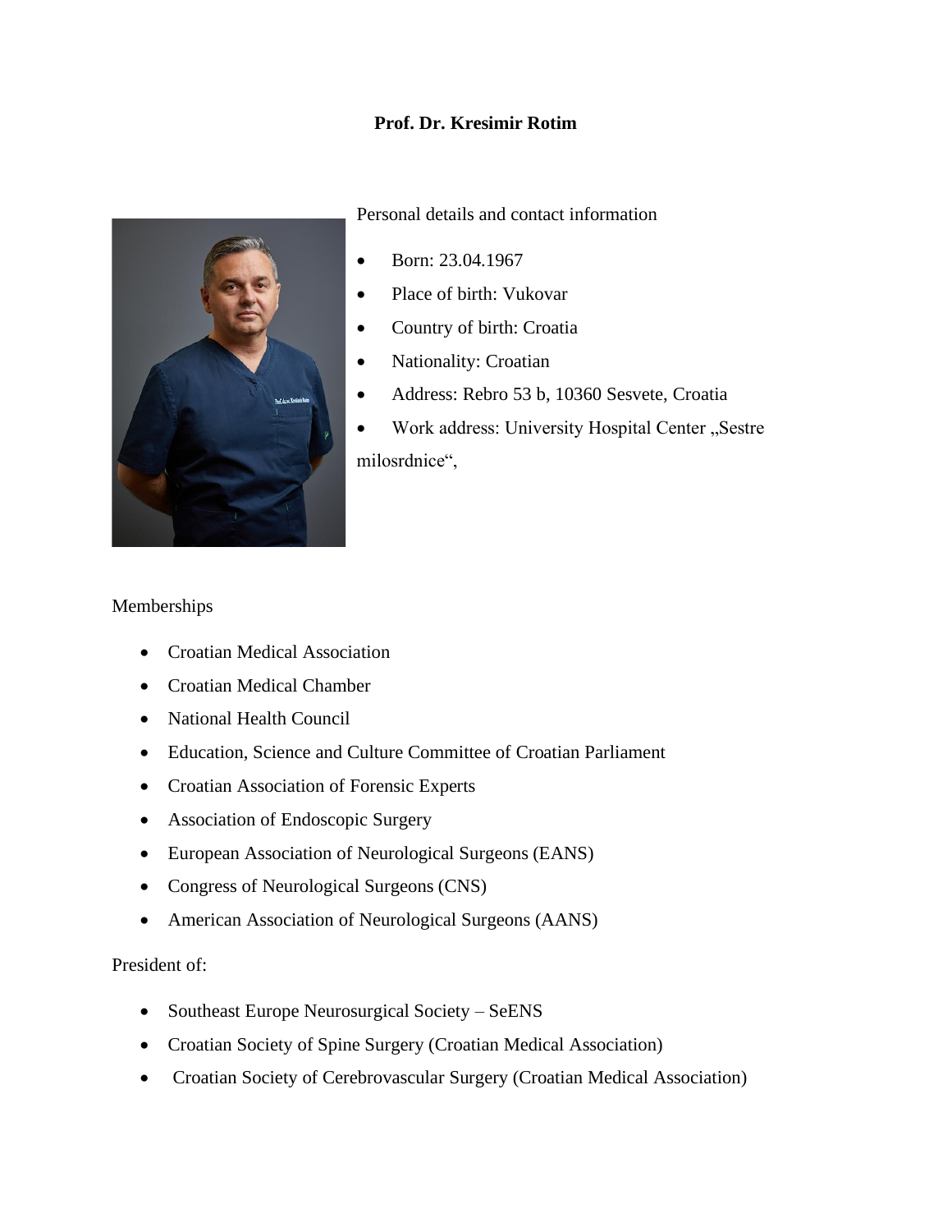# Prof. Dr. Kresimir Rotim

Personal details and contact information

- Born: 23.04.1967
- Place of birth: Vukovar
- Country of birth: Croatia
- Nationality: Croatian
- Address: Rebro 53 b, 10360 Sesvete, Croatia
- Work address: University Hospital Center „Sestre milosrdnice“,

Memberships

- Croatian Medical Association
- Croatian Medical Chamber
- National Health Council
- Education, Science and Culture Committee of Croatian Parliament
- Croatian Association of Forensic Experts
- Association of Endoscopic Surgery
- European Association of Neurological Surgeons (EANS)
- Congress of Neurological Surgeons (CNS)
- American Association of Neurological Surgeons (AANS)

President of:

- Southeast Europe Neurosurgical Society – SeENS
- Croatian Society of Spine Surgery (Croatian Medical Association)
- Croatian Society of Cerebrovascular Surgery (Croatian Medical Association)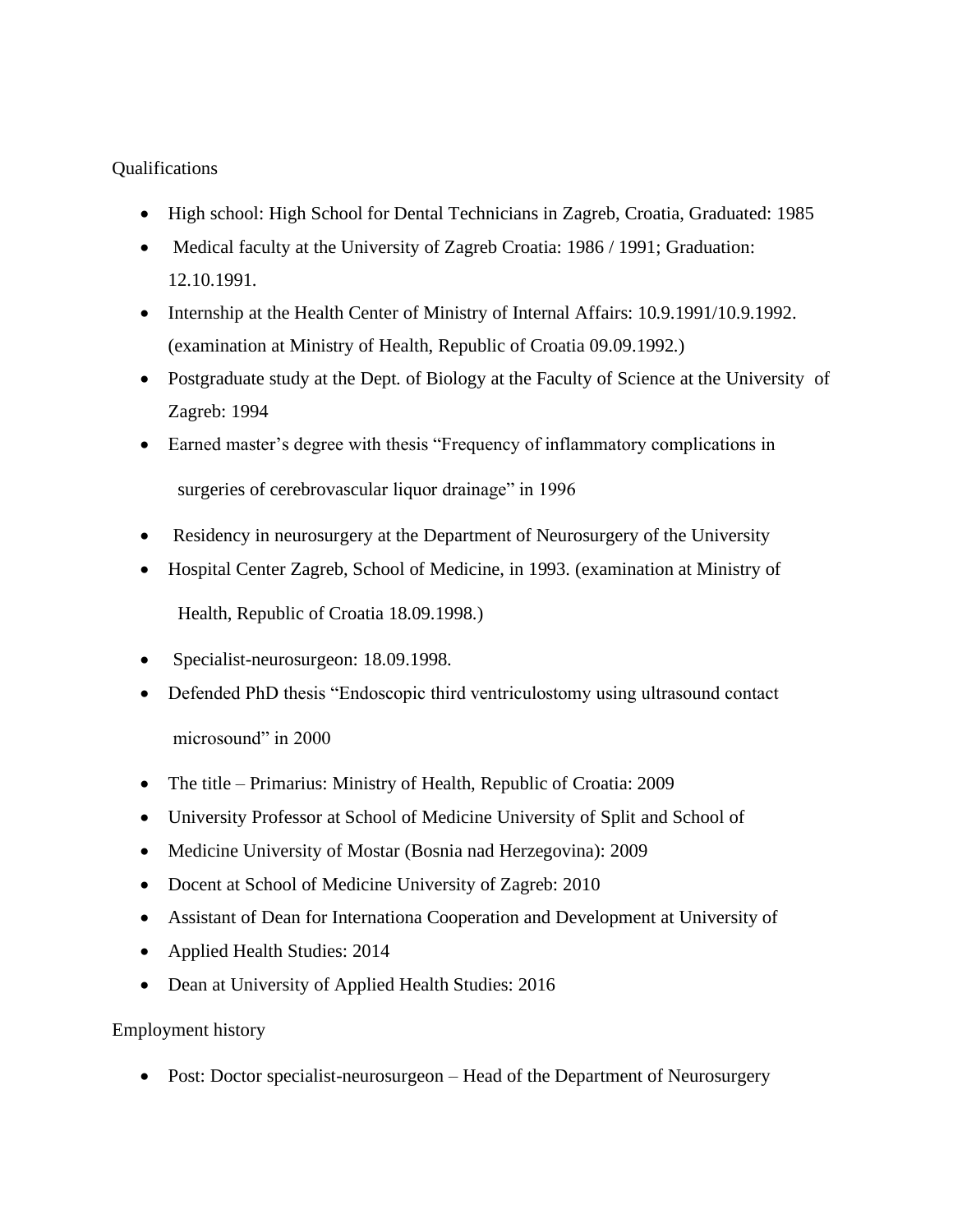Qualifications

- High school: High School for Dental Technicians in Zagreb, Croatia, Graduated: 1985
- Medical faculty at the University of Zagreb Croatia: 1986 / 1991; Graduation: 12.10.1991.
- Internship at the Health Center of Ministry of Internal Affairs: 10.9.1991/10.9.1992. (examination at Ministry of Health, Republic of Croatia 09.09.1992.)
- Postgraduate study at the Dept. of Biology at the Faculty of Science at the University of Zagreb: 1994
- Earned master's degree with thesis "Frequency of inflammatory complications in surgeries of cerebrovascular liquor drainage" in 1996
- Residency in neurosurgery at the Department of Neurosurgery of the University
- Hospital Center Zagreb, School of Medicine, in 1993. (examination at Ministry of Health, Republic of Croatia 18.09.1998.)
- Specialist-neurosurgeon: 18.09.1998.
- Defended PhD thesis "Endoscopic third ventriculostomy using ultrasound contact microsound" in 2000
- The title – Primarius: Ministry of Health, Republic of Croatia: 2009
- University Professor at School of Medicine University of Split and School of
- Medicine University of Mostar (Bosnia nad Herzegovina): 2009
- Docent at School of Medicine University of Zagreb: 2010
- Assistant of Dean for Internationa Cooperation and Development at University of
- Applied Health Studies: 2014
- Dean at University of Applied Health Studies: 2016

Employment history

- Post: Doctor specialist-neurosurgeon – Head of the Department of Neurosurgery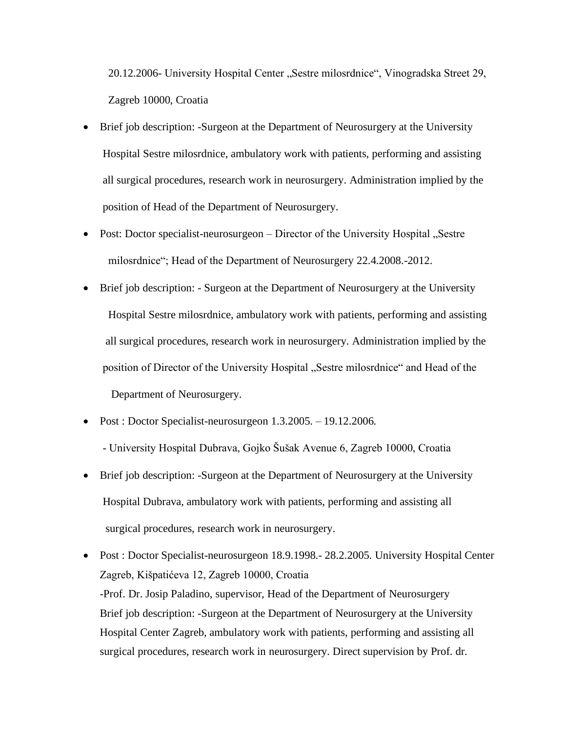20.12.2006- University Hospital Center „Sestre milosrdnice“, Vinogradska Street 29, Zagreb 10000, Croatia

- Brief job description: -Surgeon at the Department of Neurosurgery at the University Hospital Sestre milosrdnice, ambulatory work with patients, performing and assisting all surgical procedures, research work in neurosurgery. Administration implied by the position of Head of the Department of Neurosurgery.
- Post: Doctor specialist-neurosurgeon – Director of the University Hospital „Sestre milosrdnice“; Head of the Department of Neurosurgery 22.4.2008.-2012.
- Brief job description: - Surgeon at the Department of Neurosurgery at the University Hospital Sestre milosrdnice, ambulatory work with patients, performing and assisting all surgical procedures, research work in neurosurgery. Administration implied by the position of Director of the University Hospital „Sestre milosrdnice“ and Head of the Department of Neurosurgery.
- Post : Doctor Specialist-neurosurgeon 1.3.2005. – 19.12.2006.

  - University Hospital Dubrava, Gojko Šušak Avenue 6, Zagreb 10000, Croatia
- Brief job description: -Surgeon at the Department of Neurosurgery at the University Hospital Dubrava, ambulatory work with patients, performing and assisting all surgical procedures, research work in neurosurgery.
- Post : Doctor Specialist-neurosurgeon 18.9.1998.- 28.2.2005. University Hospital Center Zagreb, Kišpatićeva 12, Zagreb 10000, Croatia
  -Prof. Dr. Josip Paladino, supervisor, Head of the Department of Neurosurgery
  Brief job description: -Surgeon at the Department of Neurosurgery at the University Hospital Center Zagreb, ambulatory work with patients, performing and assisting all surgical procedures, research work in neurosurgery. Direct supervision by Prof. dr.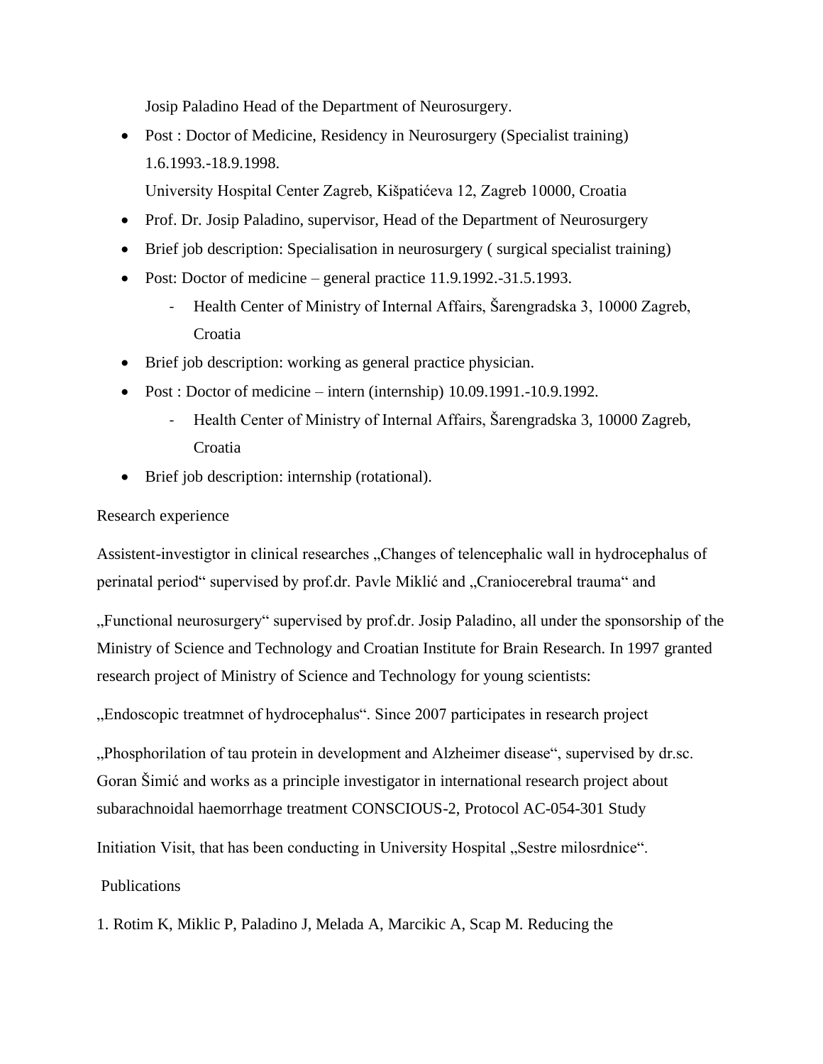Josip Paladino Head of the Department of Neurosurgery.

- Post : Doctor of Medicine, Residency in Neurosurgery (Specialist training) 1.6.1993.-18.9.1998.
  University Hospital Center Zagreb, Kišpatićeva 12, Zagreb 10000, Croatia
- Prof. Dr. Josip Paladino, supervisor, Head of the Department of Neurosurgery
- Brief job description: Specialisation in neurosurgery ( surgical specialist training)
- Post: Doctor of medicine – general practice 11.9.1992.-31.5.1993.
  - Health Center of Ministry of Internal Affairs, Šarengradska 3, 10000 Zagreb, Croatia
- Brief job description: working as general practice physician.
- Post : Doctor of medicine – intern (internship) 10.09.1991.-10.9.1992.
  - Health Center of Ministry of Internal Affairs, Šarengradska 3, 10000 Zagreb, Croatia
- Brief job description: internship (rotational).

Research experience

Assistent-investigtor in clinical researches „Changes of telencephalic wall in hydrocephalus of perinatal period“ supervised by prof.dr. Pavle Miklić and „Craniocerebral trauma“ and

„Functional neurosurgery“ supervised by prof.dr. Josip Paladino, all under the sponsorship of the Ministry of Science and Technology and Croatian Institute for Brain Research. In 1997 granted research project of Ministry of Science and Technology for young scientists:

„Endoscopic treatmnet of hydrocephalus“. Since 2007 participates in research project

„Phosphorilation of tau protein in development and Alzheimer disease“, supervised by dr.sc. Goran Šimić and works as a principle investigator in international research project about subarachnoidal haemorrhage treatment CONSCIOUS-2, Protocol AC-054-301 Study

Initiation Visit, that has been conducting in University Hospital „Sestre milosrdnice“.

Publications

1. Rotim K, Miklic P, Paladino J, Melada A, Marcikic A, Scap M. Reducing the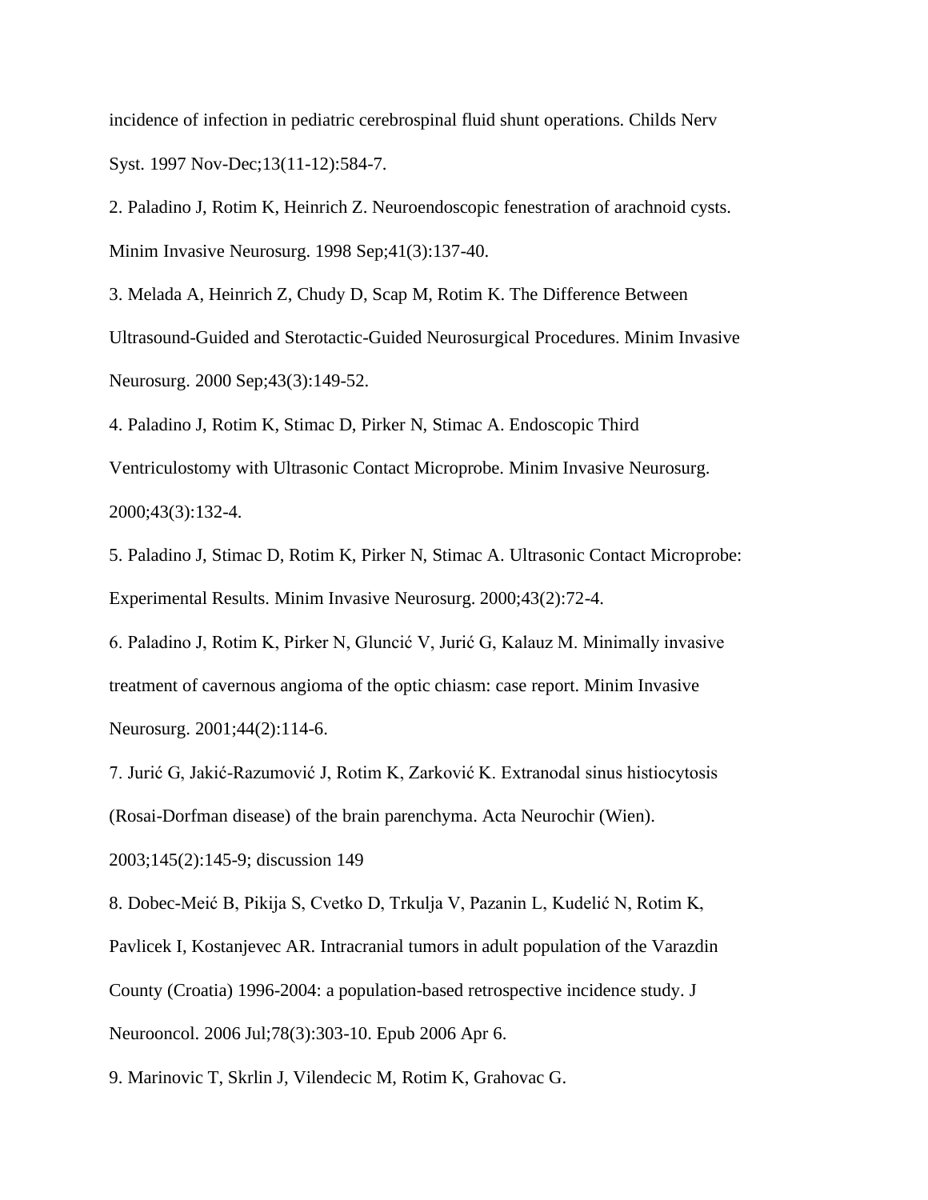incidence of infection in pediatric cerebrospinal fluid shunt operations. Childs Nerv Syst. 1997 Nov-Dec;13(11-12):584-7.

2. Paladino J, Rotim K, Heinrich Z. Neuroendoscopic fenestration of arachnoid cysts. Minim Invasive Neurosurg. 1998 Sep;41(3):137-40.

3. Melada A, Heinrich Z, Chudy D, Scap M, Rotim K. The Difference Between Ultrasound-Guided and Sterotactic-Guided Neurosurgical Procedures. Minim Invasive Neurosurg. 2000 Sep;43(3):149-52.

4. Paladino J, Rotim K, Stimac D, Pirker N, Stimac A. Endoscopic Third Ventriculostomy with Ultrasonic Contact Microprobe. Minim Invasive Neurosurg. 2000;43(3):132-4.

5. Paladino J, Stimac D, Rotim K, Pirker N, Stimac A. Ultrasonic Contact Microprobe: Experimental Results. Minim Invasive Neurosurg. 2000;43(2):72-4.

6. Paladino J, Rotim K, Pirker N, Gluncić V, Jurić G, Kalauz M. Minimally invasive treatment of cavernous angioma of the optic chiasm: case report. Minim Invasive Neurosurg. 2001;44(2):114-6.

7. Jurić G, Jakić-Razumović J, Rotim K, Zarković K. Extranodal sinus histiocytosis (Rosai-Dorfman disease) of the brain parenchyma. Acta Neurochir (Wien). 2003;145(2):145-9; discussion 149

8. Dobec-Meić B, Pikija S, Cvetko D, Trkulja V, Pazanin L, Kudelić N, Rotim K, Pavlicek I, Kostanjevec AR. Intracranial tumors in adult population of the Varazdin County (Croatia) 1996-2004: a population-based retrospective incidence study. J Neurooncol. 2006 Jul;78(3):303-10. Epub 2006 Apr 6.

9. Marinovic T, Skrlin J, Vilendecic M, Rotim K, Grahovac G.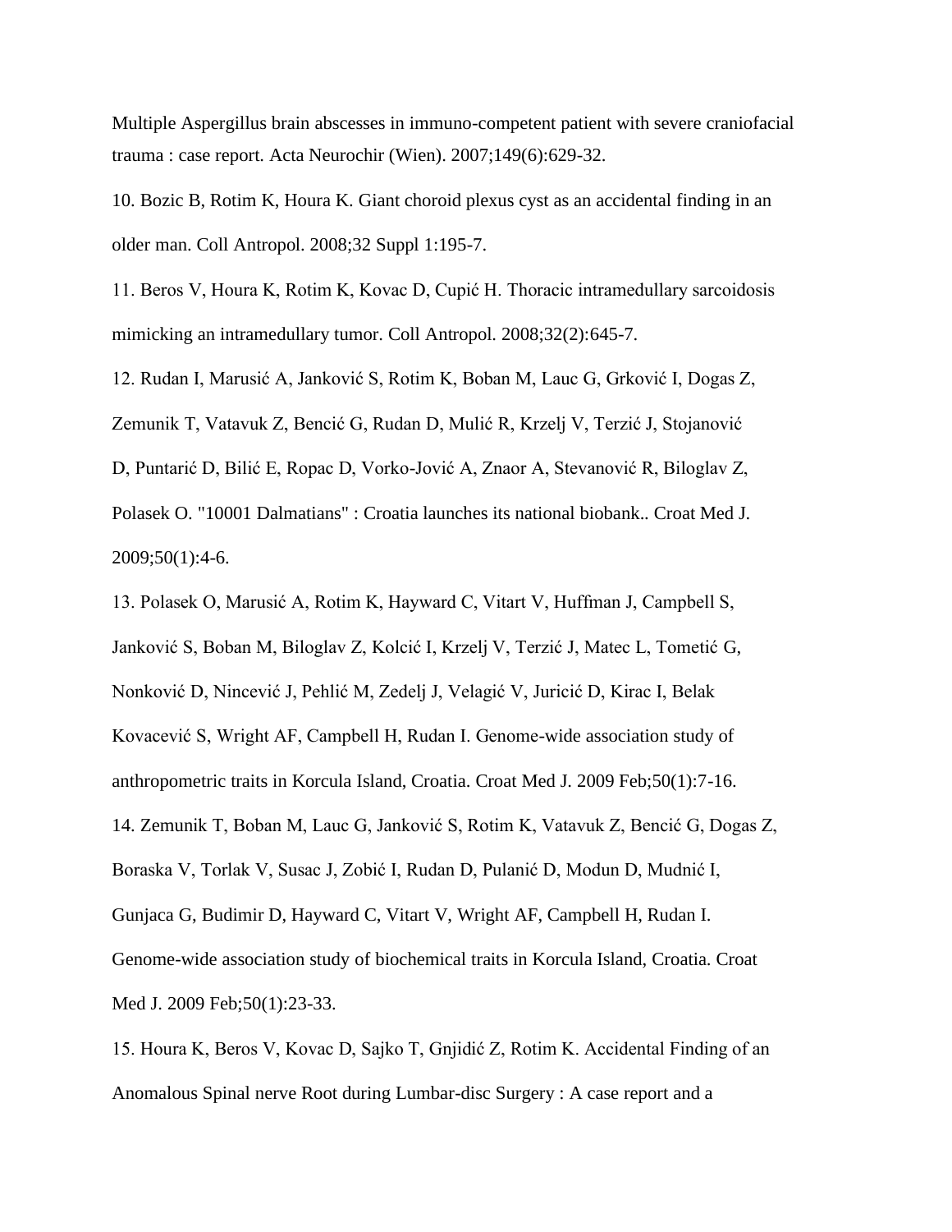Multiple Aspergillus brain abscesses in immuno-competent patient with severe craniofacial trauma : case report. Acta Neurochir (Wien). 2007;149(6):629-32.

10. Bozic B, Rotim K, Houra K. Giant choroid plexus cyst as an accidental finding in an older man. Coll Antropol. 2008;32 Suppl 1:195-7.

11. Beros V, Houra K, Rotim K, Kovac D, Cupić H. Thoracic intramedullary sarcoidosis mimicking an intramedullary tumor. Coll Antropol. 2008;32(2):645-7.

12. Rudan I, Marusić A, Janković S, Rotim K, Boban M, Lauc G, Grković I, Dogas Z, Zemunik T, Vatavuk Z, Bencić G, Rudan D, Mulić R, Krzelj V, Terzić J, Stojanović D, Puntarić D, Bilić E, Ropac D, Vorko-Jović A, Znaor A, Stevanović R, Biloglav Z, Polasek O. "10001 Dalmatians" : Croatia launches its national biobank.. Croat Med J. 2009;50(1):4-6.

13. Polasek O, Marusić A, Rotim K, Hayward C, Vitart V, Huffman J, Campbell S, Janković S, Boban M, Biloglav Z, Kolcić I, Krzelj V, Terzić J, Matec L, Tometić G, Nonković D, Nincević J, Pehlić M, Zedelj J, Velagić V, Juricić D, Kirac I, Belak Kovacević S, Wright AF, Campbell H, Rudan I. Genome-wide association study of anthropometric traits in Korcula Island, Croatia. Croat Med J. 2009 Feb;50(1):7-16.

14. Zemunik T, Boban M, Lauc G, Janković S, Rotim K, Vatavuk Z, Bencić G, Dogas Z, Boraska V, Torlak V, Susac J, Zobić I, Rudan D, Pulanić D, Modun D, Mudnić I, Gunjaca G, Budimir D, Hayward C, Vitart V, Wright AF, Campbell H, Rudan I. Genome-wide association study of biochemical traits in Korcula Island, Croatia. Croat Med J. 2009 Feb;50(1):23-33.

15. Houra K, Beros V, Kovac D, Sajko T, Gnjidić Z, Rotim K. Accidental Finding of an Anomalous Spinal nerve Root during Lumbar-disc Surgery : A case report and a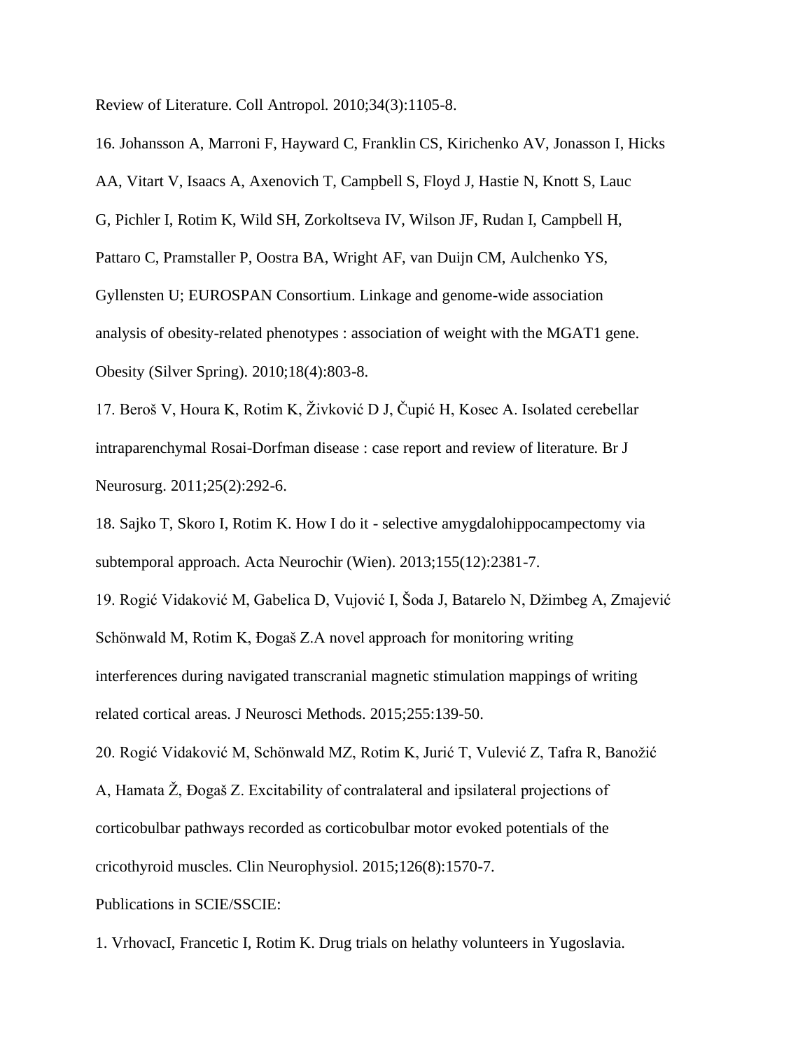Review of Literature. Coll Antropol. 2010;34(3):1105-8.

16. Johansson A, Marroni F, Hayward C, Franklin CS, Kirichenko AV, Jonasson I, Hicks AA, Vitart V, Isaacs A, Axenovich T, Campbell S, Floyd J, Hastie N, Knott S, Lauc G, Pichler I, Rotim K, Wild SH, Zorkoltseva IV, Wilson JF, Rudan I, Campbell H, Pattaro C, Pramstaller P, Oostra BA, Wright AF, van Duijn CM, Aulchenko YS, Gyllensten U; EUROSPAN Consortium. Linkage and genome-wide association analysis of obesity-related phenotypes : association of weight with the MGAT1 gene. Obesity (Silver Spring). 2010;18(4):803-8.

17. Beroš V, Houra K, Rotim K, Živković D J, Čupić H, Kosec A. Isolated cerebellar intraparenchymal Rosai-Dorfman disease : case report and review of literature. Br J Neurosurg. 2011;25(2):292-6.

18. Sajko T, Skoro I, Rotim K. How I do it - selective amygdalohippocampectomy via subtemporal approach. Acta Neurochir (Wien). 2013;155(12):2381-7.

19. Rogić Vidaković M, Gabelica D, Vujović I, Šoda J, Batarelo N, Džimbeg A, Zmajević Schönwald M, Rotim K, Đogaš Z.A novel approach for monitoring writing interferences during navigated transcranial magnetic stimulation mappings of writing related cortical areas. J Neurosci Methods. 2015;255:139-50.

20. Rogić Vidaković M, Schönwald MZ, Rotim K, Jurić T, Vulević Z, Tafra R, Banožić A, Hamata Ž, Đogaš Z. Excitability of contralateral and ipsilateral projections of corticobulbar pathways recorded as corticobulbar motor evoked potentials of the cricothyroid muscles. Clin Neurophysiol. 2015;126(8):1570-7.

Publications in SCIE/SSCIE:

1. VrhovacI, Francetic I, Rotim K. Drug trials on helathy volunteers in Yugoslavia.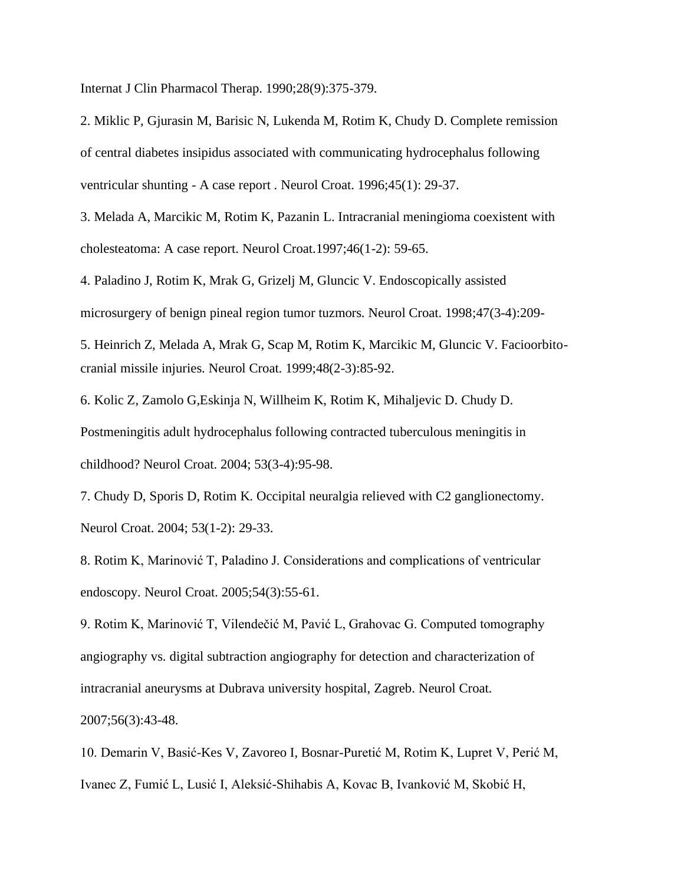Internat J Clin Pharmacol Therap. 1990;28(9):375-379.

2. Miklic P, Gjurasin M, Barisic N, Lukenda M, Rotim K, Chudy D. Complete remission of central diabetes insipidus associated with communicating hydrocephalus following ventricular shunting - A case report . Neurol Croat. 1996;45(1): 29-37.

3. Melada A, Marcikic M, Rotim K, Pazanin L. Intracranial meningioma coexistent with cholesteatoma: A case report. Neurol Croat.1997;46(1-2): 59-65.

4. Paladino J, Rotim K, Mrak G, Grizelj M, Gluncic V. Endoscopically assisted microsurgery of benign pineal region tumor tuzmors. Neurol Croat. 1998;47(3-4):209-

5. Heinrich Z, Melada A, Mrak G, Scap M, Rotim K, Marcikic M, Gluncic V. Facioorbito-cranial missile injuries. Neurol Croat. 1999;48(2-3):85-92.

6. Kolic Z, Zamolo G,Eskinja N, Willheim K, Rotim K, Mihaljevic D. Chudy D. Postmeningitis adult hydrocephalus following contracted tuberculous meningitis in childhood? Neurol Croat. 2004; 53(3-4):95-98.

7. Chudy D, Sporis D, Rotim K. Occipital neuralgia relieved with C2 ganglionectomy. Neurol Croat. 2004; 53(1-2): 29-33.

8. Rotim K, Marinović T, Paladino J. Considerations and complications of ventricular endoscopy. Neurol Croat. 2005;54(3):55-61.

9. Rotim K, Marinović T, Vilendečić M, Pavić L, Grahovac G. Computed tomography angiography vs. digital subtraction angiography for detection and characterization of intracranial aneurysms at Dubrava university hospital, Zagreb. Neurol Croat. 2007;56(3):43-48.

10. Demarin V, Basić-Kes V, Zavoreo I, Bosnar-Puretić M, Rotim K, Lupret V, Perić M, Ivanec Z, Fumić L, Lusić I, Aleksić-Shihabis A, Kovac B, Ivanković M, Skobić H,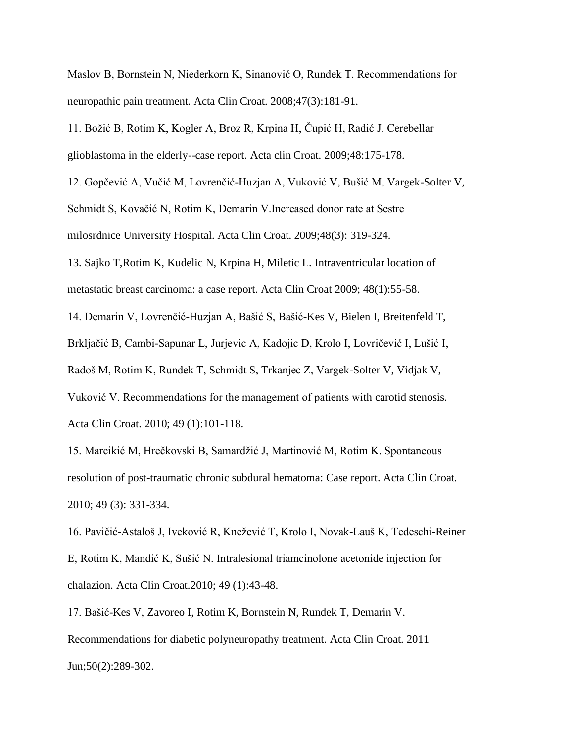Maslov B, Bornstein N, Niederkorn K, Sinanović O, Rundek T. Recommendations for neuropathic pain treatment. Acta Clin Croat. 2008;47(3):181-91.

11. Božić B, Rotim K, Kogler A, Broz R, Krpina H, Čupić H, Radić J. Cerebellar glioblastoma in the elderly--case report. Acta clin Croat. 2009;48:175-178.

12. Gopčević A, Vučić M, Lovrenčić-Huzjan A, Vuković V, Bušić M, Vargek-Solter V, Schmidt S, Kovačić N, Rotim K, Demarin V.Increased donor rate at Sestre milosrdnice University Hospital. Acta Clin Croat. 2009;48(3): 319-324.

13. Sajko T,Rotim K, Kudelic N, Krpina H, Miletic L. Intraventricular location of metastatic breast carcinoma: a case report. Acta Clin Croat 2009; 48(1):55-58.

14. Demarin V, Lovrenčić-Huzjan A, Bašić S, Bašić-Kes V, Bielen I, Breitenfeld T, Brkljačić B, Cambi-Sapunar L, Jurjevic A, Kadojic D, Krolo I, Lovričević I, Lušić I, Radoš M, Rotim K, Rundek T, Schmidt S, Trkanjec Z, Vargek-Solter V, Vidjak V, Vuković V. Recommendations for the management of patients with carotid stenosis. Acta Clin Croat. 2010; 49 (1):101-118.

15. Marcikić M, Hrečkovski B, Samardžić J, Martinović M, Rotim K. Spontaneous resolution of post-traumatic chronic subdural hematoma: Case report. Acta Clin Croat. 2010; 49 (3): 331-334.

16. Pavičić-Astaloš J, Iveković R, Knežević T, Krolo I, Novak-Lauš K, Tedeschi-Reiner E, Rotim K, Mandić K, Sušić N. Intralesional triamcinolone acetonide injection for chalazion. Acta Clin Croat.2010; 49 (1):43-48.

17. Bašić-Kes V, Zavoreo I, Rotim K, Bornstein N, Rundek T, Demarin V. Recommendations for diabetic polyneuropathy treatment. Acta Clin Croat. 2011 Jun;50(2):289-302.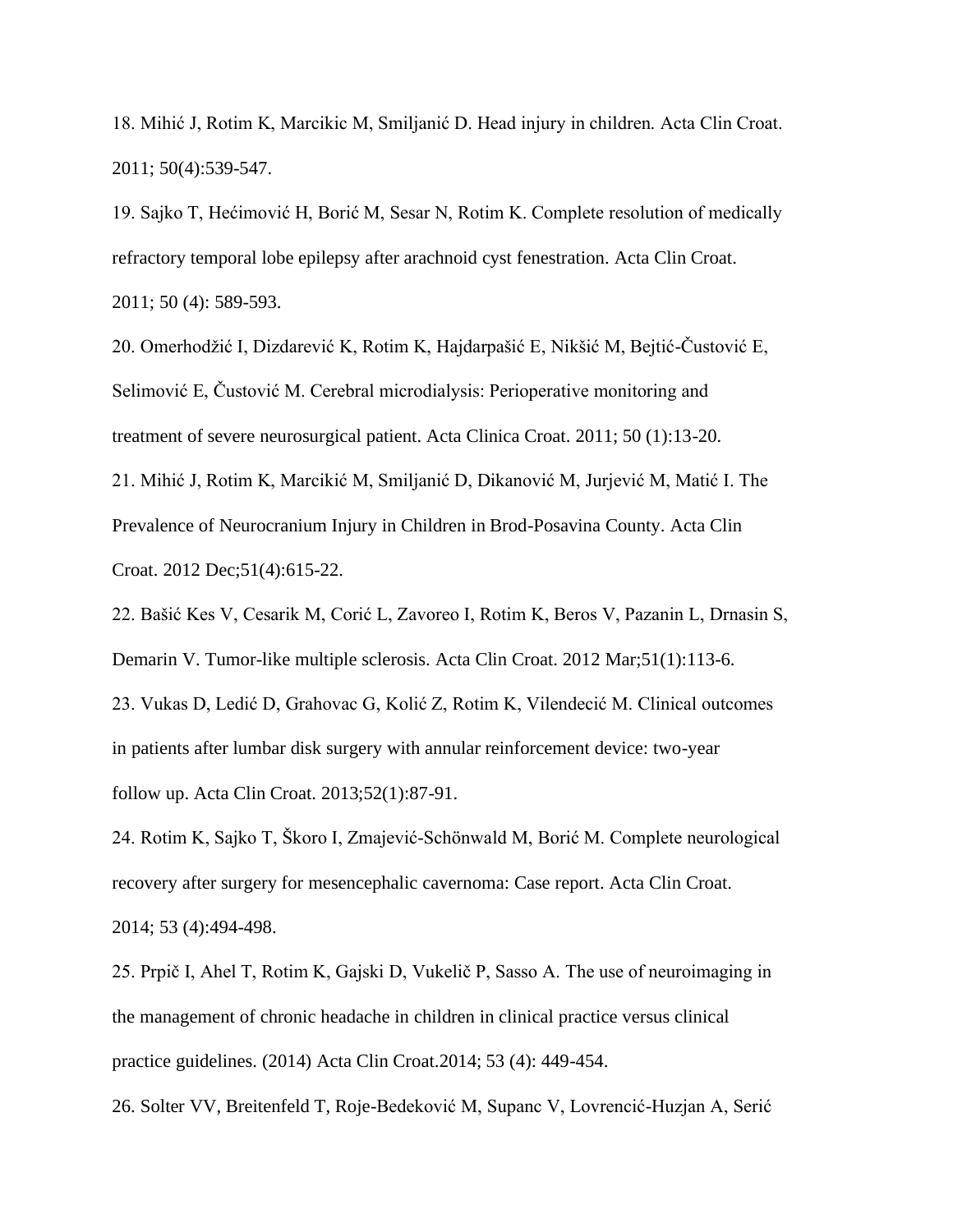18. Mihić J, Rotim K, Marcikic M, Smiljanić D. Head injury in children. Acta Clin Croat. 2011; 50(4):539-547.

19. Sajko T, Hećimović H, Borić M, Sesar N, Rotim K. Complete resolution of medically refractory temporal lobe epilepsy after arachnoid cyst fenestration. Acta Clin Croat. 2011; 50 (4): 589-593.

20. Omerhodžić I, Dizdarević K, Rotim K, Hajdarpašić E, Nikšić M, Bejtić-Čustović E, Selimović E, Čustović M. Cerebral microdialysis: Perioperative monitoring and treatment of severe neurosurgical patient. Acta Clinica Croat. 2011; 50 (1):13-20.

21. Mihić J, Rotim K, Marcikić M, Smiljanić D, Dikanović M, Jurjević M, Matić I. The Prevalence of Neurocranium Injury in Children in Brod-Posavina County. Acta Clin Croat. 2012 Dec;51(4):615-22.

22. Bašić Kes V, Cesarik M, Corić L, Zavoreo I, Rotim K, Beros V, Pazanin L, Drnasin S, Demarin V. Tumor-like multiple sclerosis. Acta Clin Croat. 2012 Mar;51(1):113-6.

23. Vukas D, Ledić D, Grahovac G, Kolić Z, Rotim K, Vilendecić M. Clinical outcomes in patients after lumbar disk surgery with annular reinforcement device: two-year follow up. Acta Clin Croat. 2013;52(1):87-91.

24. Rotim K, Sajko T, Škoro I, Zmajević-Schönwald M, Borić M. Complete neurological recovery after surgery for mesencephalic cavernoma: Case report. Acta Clin Croat. 2014; 53 (4):494-498.

25. Prpič I, Ahel T, Rotim K, Gajski D, Vukelič P, Sasso A. The use of neuroimaging in the management of chronic headache in children in clinical practice versus clinical practice guidelines. (2014) Acta Clin Croat.2014; 53 (4): 449-454.

26. Solter VV, Breitenfeld T, Roje-Bedeković M, Supanc V, Lovrencić-Huzjan A, Serić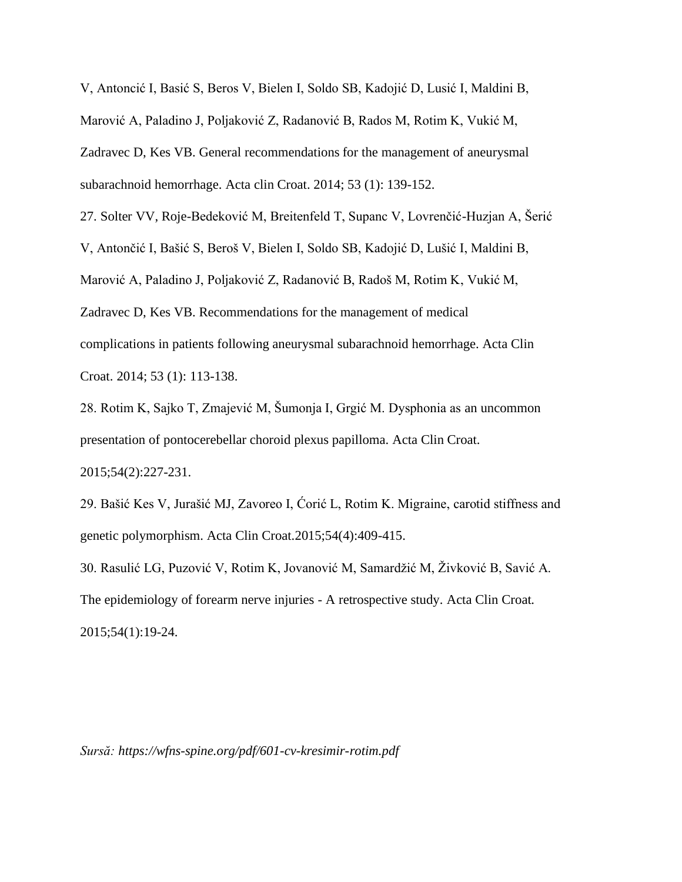V, Antoncić I, Basić S, Beros V, Bielen I, Soldo SB, Kadojić D, Lusić I, Maldini B, Marović A, Paladino J, Poljaković Z, Radanović B, Rados M, Rotim K, Vukić M, Zadravec D, Kes VB. General recommendations for the management of aneurysmal subarachnoid hemorrhage. Acta clin Croat. 2014; 53 (1): 139-152.

27. Solter VV, Roje-Bedeković M, Breitenfeld T, Supanc V, Lovrenčić-Huzjan A, Šerić V, Antončić I, Bašić S, Beroš V, Bielen I, Soldo SB, Kadojić D, Lušić I, Maldini B, Marović A, Paladino J, Poljaković Z, Radanović B, Radoš M, Rotim K, Vukić M, Zadravec D, Kes VB. Recommendations for the management of medical complications in patients following aneurysmal subarachnoid hemorrhage. Acta Clin Croat. 2014; 53 (1): 113-138.

28. Rotim K, Sajko T, Zmajević M, Šumonja I, Grgić M. Dysphonia as an uncommon presentation of pontocerebellar choroid plexus papilloma. Acta Clin Croat. 2015;54(2):227-231.

29. Bašić Kes V, Jurašić MJ, Zavoreo I, Ćorić L, Rotim K. Migraine, carotid stiffness and genetic polymorphism. Acta Clin Croat.2015;54(4):409-415.

30. Rasulić LG, Puzović V, Rotim K, Jovanović M, Samardžić M, Živković B, Savić A. The epidemiology of forearm nerve injuries - A retrospective study. Acta Clin Croat. 2015;54(1):19-24.

*Sursă: https://wfns-spine.org/pdf/601-cv-kresimir-rotim.pdf*